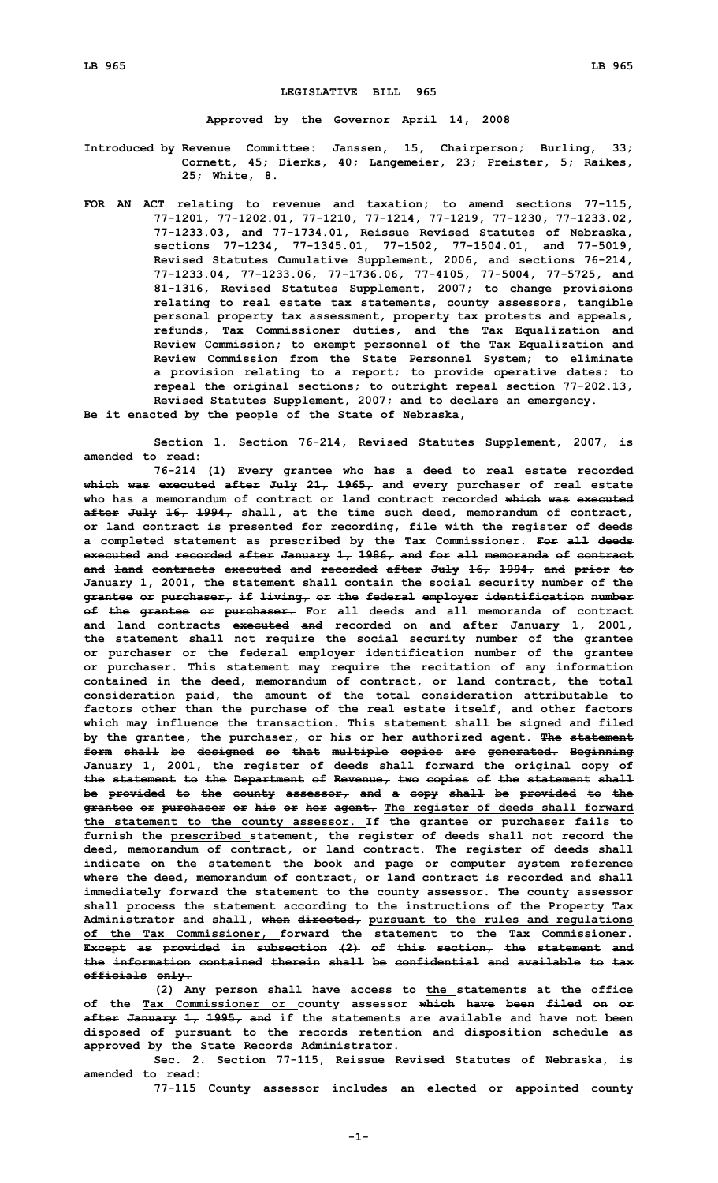# LEGISLATIVE BILL 965

**Approved by the Governor April 14, 2008**

**Introduced by Revenue Committee: Janssen, 15, Chairperson; Burling, 33; Cornett, 45; Dierks, 40; Langemeier, 23; Preister, 5; Raikes, 25; White, 8.**

**FOR AN ACT relating to revenue and taxation; to amend sections 77-115, 77-1201, 77-1202.01, 77-1210, 77-1214, 77-1219, 77-1230, 77-1233.02, 77-1233.03, and 77-1734.01, Reissue Revised Statutes of Nebraska, sections 77-1234, 77-1345.01, 77-1502, 77-1504.01, and 77-5019, Revised Statutes Cumulative Supplement, 2006, and sections 76-214, 77-1233.04, 77-1233.06, 77-1736.06, 77-4105, 77-5004, 77-5725, and 81-1316, Revised Statutes Supplement, 2007; to change provisions relating to real estate tax statements, county assessors, tangible personal property tax assessment, property tax protests and appeals, refunds, Tax Commissioner duties, and the Tax Equalization and Review Commission; to exempt personnel of the Tax Equalization and Review Commission from the State Personnel System; to eliminate a provision relating to a report; to provide operative dates; to repeal the original sections; to outright repeal section 77-202.13, Revised Statutes Supplement, 2007; and to declare an emergency.**

**Be it enacted by the people of the State of Nebraska,**

**Section 1. Section 76-214, Revised Statutes Supplement, 2007, is amended to read:**

**76-214 (1) Every grantee who has a deed to real estate recorded ~~which was executed after July 21, 1965,~~ and every purchaser of real estate who has a memorandum of contract or land contract recorded ~~which was executed after July 16, 1994,~~ shall, at the time such deed, memorandum of contract, or land contract is presented for recording, file with the register of deeds a completed statement as prescribed by the Tax Commissioner. ~~For all deeds executed and recorded after January 1, 1986, and for all memoranda of contract and land contracts executed and recorded after July 16, 1994, and prior to January 1, 2001, the statement shall contain the social security number of the grantee or purchaser, if living, or the federal employer identification number of the grantee or purchaser.~~ For all deeds and all memoranda of contract and land contracts ~~executed and~~ recorded on and after January 1, 2001, the statement shall not require the social security number of the grantee or purchaser or the federal employer identification number of the grantee or purchaser. This statement may require the recitation of any information contained in the deed, memorandum of contract, or land contract, the total consideration paid, the amount of the total consideration attributable to factors other than the purchase of the real estate itself, and other factors which may influence the transaction. This statement shall be signed and filed by the grantee, the purchaser, or his or her authorized agent. ~~The statement form shall be designed so that multiple copies are generated. Beginning January 1, 2001, the register of deeds shall forward the original copy of the statement to the Department of Revenue, two copies of the statement shall be provided to the county assessor, and a copy shall be provided to the grantee or purchaser or his or her agent.~~ <u>The register of deeds shall forward the statement to the county assessor.</u> If the grantee or purchaser fails to furnish the <u>prescribed</u> statement, the register of deeds shall not record the deed, memorandum of contract, or land contract. The register of deeds shall indicate on the statement the book and page or computer system reference where the deed, memorandum of contract, or land contract is recorded and shall immediately forward the statement to the county assessor. The county assessor shall process the statement according to the instructions of the Property Tax Administrator and shall, ~~when directed,~~ <u>pursuant to the rules and regulations of the Tax Commissioner,</u> forward the statement to the Tax Commissioner. ~~Except as provided in subsection (2) of this section, the statement and the information contained therein shall be confidential and available to tax officials only.~~**

**(2) Any person shall have access to <u>the</u> statements at the office of the <u>Tax Commissioner or</u> county assessor ~~which have been filed on or after January 1, 1995, and~~ <u>if the statements are available and</u> have not been disposed of pursuant to the records retention and disposition schedule as approved by the State Records Administrator.**

**Sec. 2. Section 77-115, Reissue Revised Statutes of Nebraska, is amended to read:**

**77-115 County assessor includes an elected or appointed county**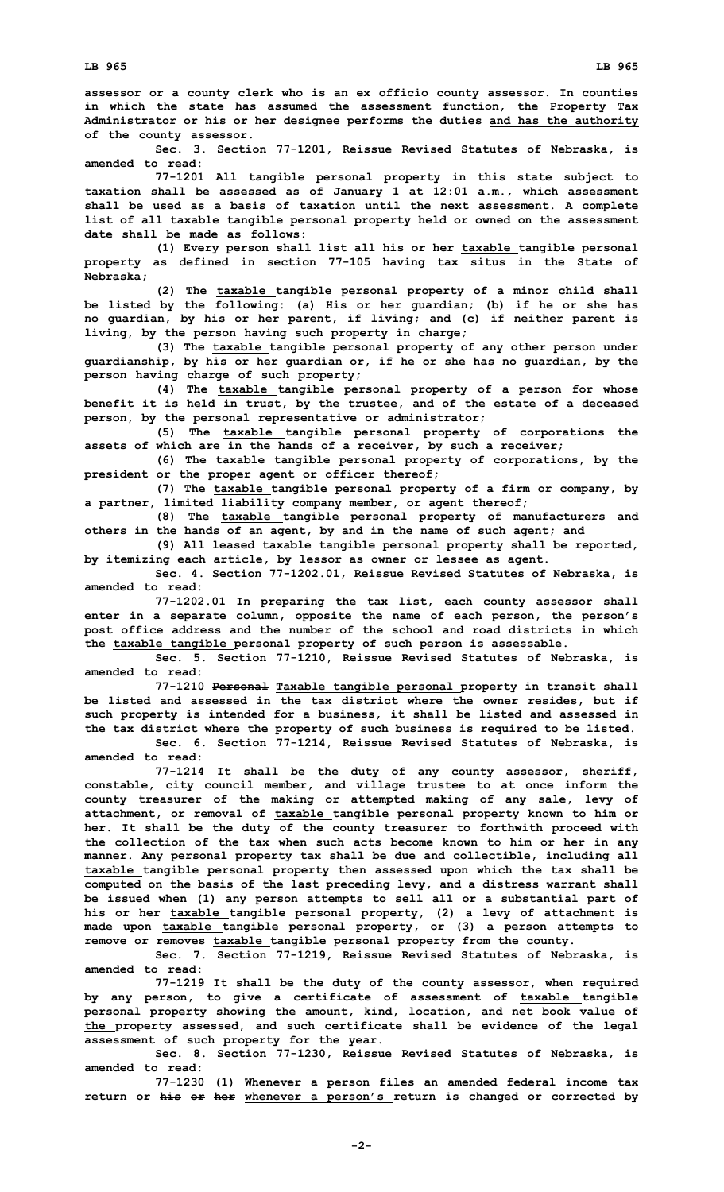assessor or a county clerk who is an ex officio county assessor. In counties in which the state has assumed the assessment function, the Property Tax Administrator or his or her designee performs the duties and has the authority of the county assessor.

Sec. 3. Section 77-1201, Reissue Revised Statutes of Nebraska, is amended to read:

77-1201 All tangible personal property in this state subject to taxation shall be assessed as of January 1 at 12:01 a.m., which assessment shall be used as a basis of taxation until the next assessment. A complete list of all taxable tangible personal property held or owned on the assessment date shall be made as follows:

(1) Every person shall list all his or her taxable tangible personal property as defined in section 77-105 having tax situs in the State of Nebraska;

(2) The taxable tangible personal property of a minor child shall be listed by the following: (a) His or her guardian; (b) if he or she has no guardian, by his or her parent, if living; and (c) if neither parent is living, by the person having such property in charge;

(3) The taxable tangible personal property of any other person under guardianship, by his or her guardian or, if he or she has no guardian, by the person having charge of such property;

(4) The taxable tangible personal property of a person for whose benefit it is held in trust, by the trustee, and of the estate of a deceased person, by the personal representative or administrator;

(5) The taxable tangible personal property of corporations the assets of which are in the hands of a receiver, by such a receiver;

(6) The taxable tangible personal property of corporations, by the president or the proper agent or officer thereof;

(7) The taxable tangible personal property of a firm or company, by a partner, limited liability company member, or agent thereof;

(8) The taxable tangible personal property of manufacturers and others in the hands of an agent, by and in the name of such agent; and

(9) All leased taxable tangible personal property shall be reported, by itemizing each article, by lessor as owner or lessee as agent.

Sec. 4. Section 77-1202.01, Reissue Revised Statutes of Nebraska, is amended to read:

77-1202.01 In preparing the tax list, each county assessor shall enter in a separate column, opposite the name of each person, the person's post office address and the number of the school and road districts in which the taxable tangible personal property of such person is assessable.

Sec. 5. Section 77-1210, Reissue Revised Statutes of Nebraska, is amended to read:

77-1210 ~~Personal~~ Taxable tangible personal property in transit shall be listed and assessed in the tax district where the owner resides, but if such property is intended for a business, it shall be listed and assessed in the tax district where the property of such business is required to be listed.

Sec. 6. Section 77-1214, Reissue Revised Statutes of Nebraska, is amended to read:

77-1214 It shall be the duty of any county assessor, sheriff, constable, city council member, and village trustee to at once inform the county treasurer of the making or attempted making of any sale, levy of attachment, or removal of taxable tangible personal property known to him or her. It shall be the duty of the county treasurer to forthwith proceed with the collection of the tax when such acts become known to him or her in any manner. Any personal property tax shall be due and collectible, including all taxable tangible personal property then assessed upon which the tax shall be computed on the basis of the last preceding levy, and a distress warrant shall be issued when (1) any person attempts to sell all or a substantial part of his or her taxable tangible personal property, (2) a levy of attachment is made upon taxable tangible personal property, or (3) a person attempts to remove or removes taxable tangible personal property from the county.

Sec. 7. Section 77-1219, Reissue Revised Statutes of Nebraska, is amended to read:

77-1219 It shall be the duty of the county assessor, when required by any person, to give a certificate of assessment of taxable tangible personal property showing the amount, kind, location, and net book value of the property assessed, and such certificate shall be evidence of the legal assessment of such property for the year.

Sec. 8. Section 77-1230, Reissue Revised Statutes of Nebraska, is amended to read:

77-1230 (1) Whenever a person files an amended federal income tax return or ~~his or her~~ whenever a person's return is changed or corrected by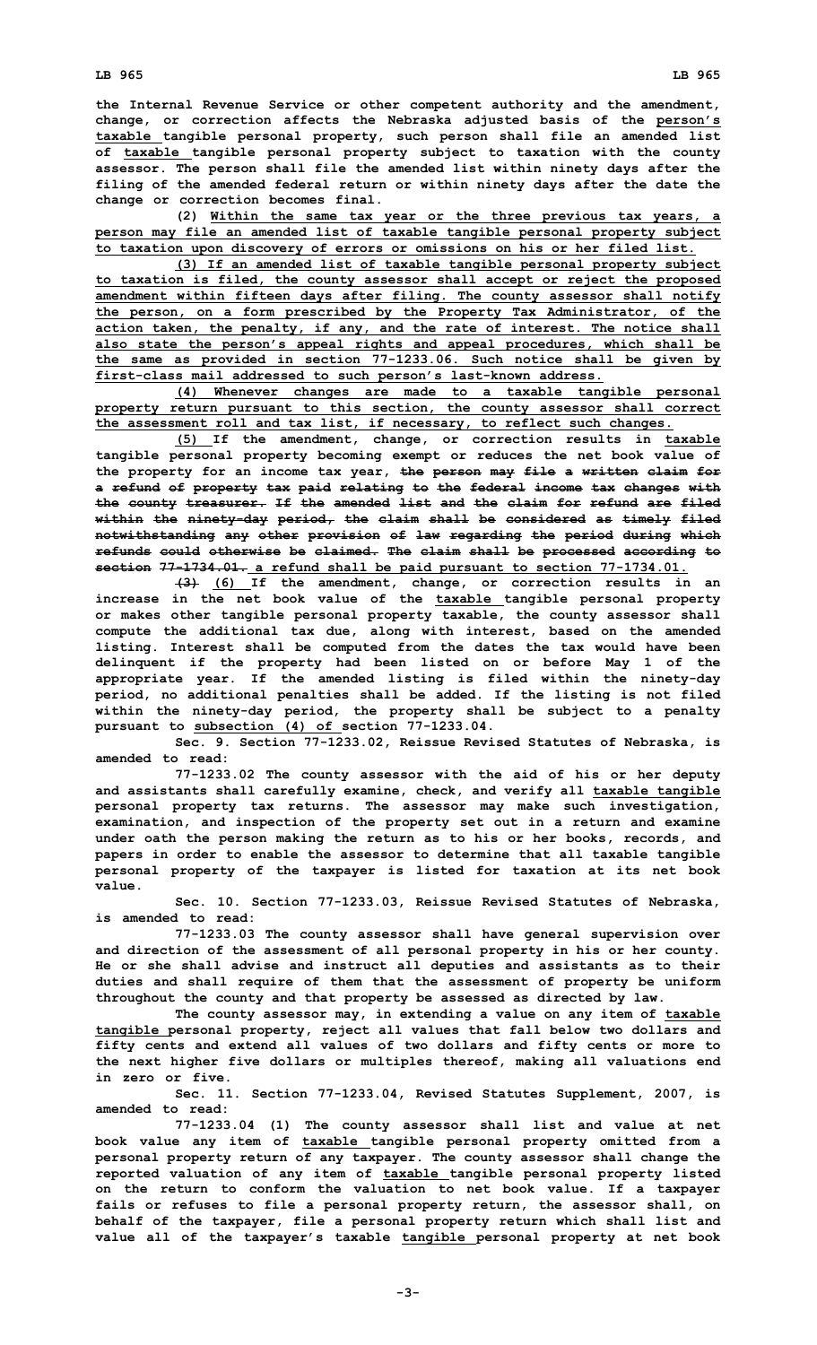the Internal Revenue Service or other competent authority and the amendment, change, or correction affects the Nebraska adjusted basis of the person's taxable tangible personal property, such person shall file an amended list of taxable tangible personal property subject to taxation with the county assessor. The person shall file the amended list within ninety days after the filing of the amended federal return or within ninety days after the date the change or correction becomes final.

(2) Within the same tax year or the three previous tax years, a person may file an amended list of taxable tangible personal property subject to taxation upon discovery of errors or omissions on his or her filed list.

(3) If an amended list of taxable tangible personal property subject to taxation is filed, the county assessor shall accept or reject the proposed amendment within fifteen days after filing. The county assessor shall notify the person, on a form prescribed by the Property Tax Administrator, of the action taken, the penalty, if any, and the rate of interest. The notice shall also state the person's appeal rights and appeal procedures, which shall be the same as provided in section 77-1233.06. Such notice shall be given by first-class mail addressed to such person's last-known address.

(4) Whenever changes are made to a taxable tangible personal property return pursuant to this section, the county assessor shall correct the assessment roll and tax list, if necessary, to reflect such changes.

(5) If the amendment, change, or correction results in taxable tangible personal property becoming exempt or reduces the net book value of the property for an income tax year, ~~the person may file a written claim for a refund of property tax paid relating to the federal income tax changes with the county treasurer. If the amended list and the claim for refund are filed within the ninety-day period, the claim shall be considered as timely filed notwithstanding any other provision of law regarding the period during which refunds could otherwise be claimed. The claim shall be processed according to section 77-1734.01.~~ a refund shall be paid pursuant to section 77-1734.01.

~~(3)~~ (6) If the amendment, change, or correction results in an increase in the net book value of the taxable tangible personal property or makes other tangible personal property taxable, the county assessor shall compute the additional tax due, along with interest, based on the amended listing. Interest shall be computed from the dates the tax would have been delinquent if the property had been listed on or before May 1 of the appropriate year. If the amended listing is filed within the ninety-day period, no additional penalties shall be added. If the listing is not filed within the ninety-day period, the property shall be subject to a penalty pursuant to subsection (4) of section 77-1233.04.

Sec. 9. Section 77-1233.02, Reissue Revised Statutes of Nebraska, is amended to read:

77-1233.02 The county assessor with the aid of his or her deputy and assistants shall carefully examine, check, and verify all taxable tangible personal property tax returns. The assessor may make such investigation, examination, and inspection of the property set out in a return and examine under oath the person making the return as to his or her books, records, and papers in order to enable the assessor to determine that all taxable tangible personal property of the taxpayer is listed for taxation at its net book value.

Sec. 10. Section 77-1233.03, Reissue Revised Statutes of Nebraska, is amended to read:

77-1233.03 The county assessor shall have general supervision over and direction of the assessment of all personal property in his or her county. He or she shall advise and instruct all deputies and assistants as to their duties and shall require of them that the assessment of property be uniform throughout the county and that property be assessed as directed by law.

The county assessor may, in extending a value on any item of taxable tangible personal property, reject all values that fall below two dollars and fifty cents and extend all values of two dollars and fifty cents or more to the next higher five dollars or multiples thereof, making all valuations end in zero or five.

Sec. 11. Section 77-1233.04, Revised Statutes Supplement, 2007, is amended to read:

77-1233.04 (1) The county assessor shall list and value at net book value any item of taxable tangible personal property omitted from a personal property return of any taxpayer. The county assessor shall change the reported valuation of any item of taxable tangible personal property listed on the return to conform the valuation to net book value. If a taxpayer fails or refuses to file a personal property return, the assessor shall, on behalf of the taxpayer, file a personal property return which shall list and value all of the taxpayer's taxable tangible personal property at net book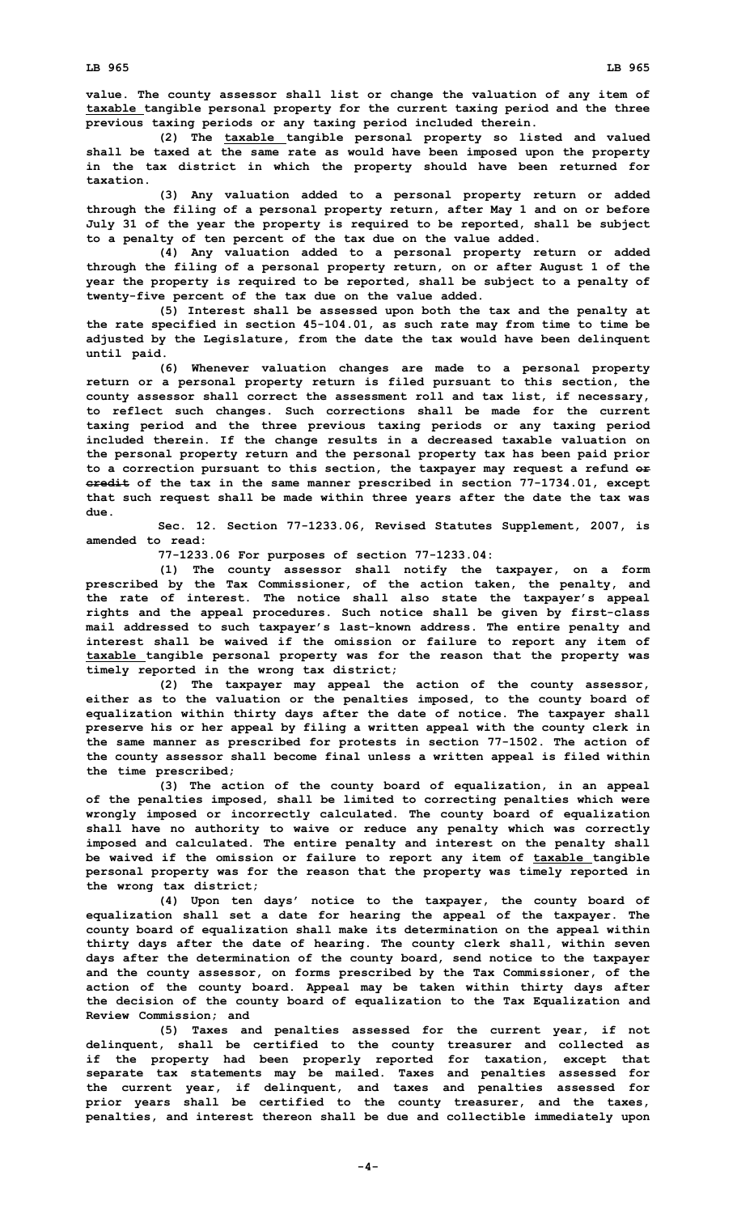value. The county assessor shall list or change the valuation of any item of taxable tangible personal property for the current taxing period and the three previous taxing periods or any taxing period included therein.

(2) The taxable tangible personal property so listed and valued shall be taxed at the same rate as would have been imposed upon the property in the tax district in which the property should have been returned for taxation.

(3) Any valuation added to a personal property return or added through the filing of a personal property return, after May 1 and on or before July 31 of the year the property is required to be reported, shall be subject to a penalty of ten percent of the tax due on the value added.

(4) Any valuation added to a personal property return or added through the filing of a personal property return, on or after August 1 of the year the property is required to be reported, shall be subject to a penalty of twenty-five percent of the tax due on the value added.

(5) Interest shall be assessed upon both the tax and the penalty at the rate specified in section 45-104.01, as such rate may from time to time be adjusted by the Legislature, from the date the tax would have been delinquent until paid.

(6) Whenever valuation changes are made to a personal property return or a personal property return is filed pursuant to this section, the county assessor shall correct the assessment roll and tax list, if necessary, to reflect such changes. Such corrections shall be made for the current taxing period and the three previous taxing periods or any taxing period included therein. If the change results in a decreased taxable valuation on the personal property return and the personal property tax has been paid prior to a correction pursuant to this section, the taxpayer may request a refund ~~or credit~~ of the tax in the same manner prescribed in section 77-1734.01, except that such request shall be made within three years after the date the tax was due.

Sec. 12. Section 77-1233.06, Revised Statutes Supplement, 2007, is amended to read:

77-1233.06 For purposes of section 77-1233.04:

(1) The county assessor shall notify the taxpayer, on a form prescribed by the Tax Commissioner, of the action taken, the penalty, and the rate of interest. The notice shall also state the taxpayer's appeal rights and the appeal procedures. Such notice shall be given by first-class mail addressed to such taxpayer's last-known address. The entire penalty and interest shall be waived if the omission or failure to report any item of taxable tangible personal property was for the reason that the property was timely reported in the wrong tax district;

(2) The taxpayer may appeal the action of the county assessor, either as to the valuation or the penalties imposed, to the county board of equalization within thirty days after the date of notice. The taxpayer shall preserve his or her appeal by filing a written appeal with the county clerk in the same manner as prescribed for protests in section 77-1502. The action of the county assessor shall become final unless a written appeal is filed within the time prescribed;

(3) The action of the county board of equalization, in an appeal of the penalties imposed, shall be limited to correcting penalties which were wrongly imposed or incorrectly calculated. The county board of equalization shall have no authority to waive or reduce any penalty which was correctly imposed and calculated. The entire penalty and interest on the penalty shall be waived if the omission or failure to report any item of taxable tangible personal property was for the reason that the property was timely reported in the wrong tax district;

(4) Upon ten days' notice to the taxpayer, the county board of equalization shall set a date for hearing the appeal of the taxpayer. The county board of equalization shall make its determination on the appeal within thirty days after the date of hearing. The county clerk shall, within seven days after the determination of the county board, send notice to the taxpayer and the county assessor, on forms prescribed by the Tax Commissioner, of the action of the county board. Appeal may be taken within thirty days after the decision of the county board of equalization to the Tax Equalization and Review Commission; and

(5) Taxes and penalties assessed for the current year, if not delinquent, shall be certified to the county treasurer and collected as if the property had been properly reported for taxation, except that separate tax statements may be mailed. Taxes and penalties assessed for the current year, if delinquent, and taxes and penalties assessed for prior years shall be certified to the county treasurer, and the taxes, penalties, and interest thereon shall be due and collectible immediately upon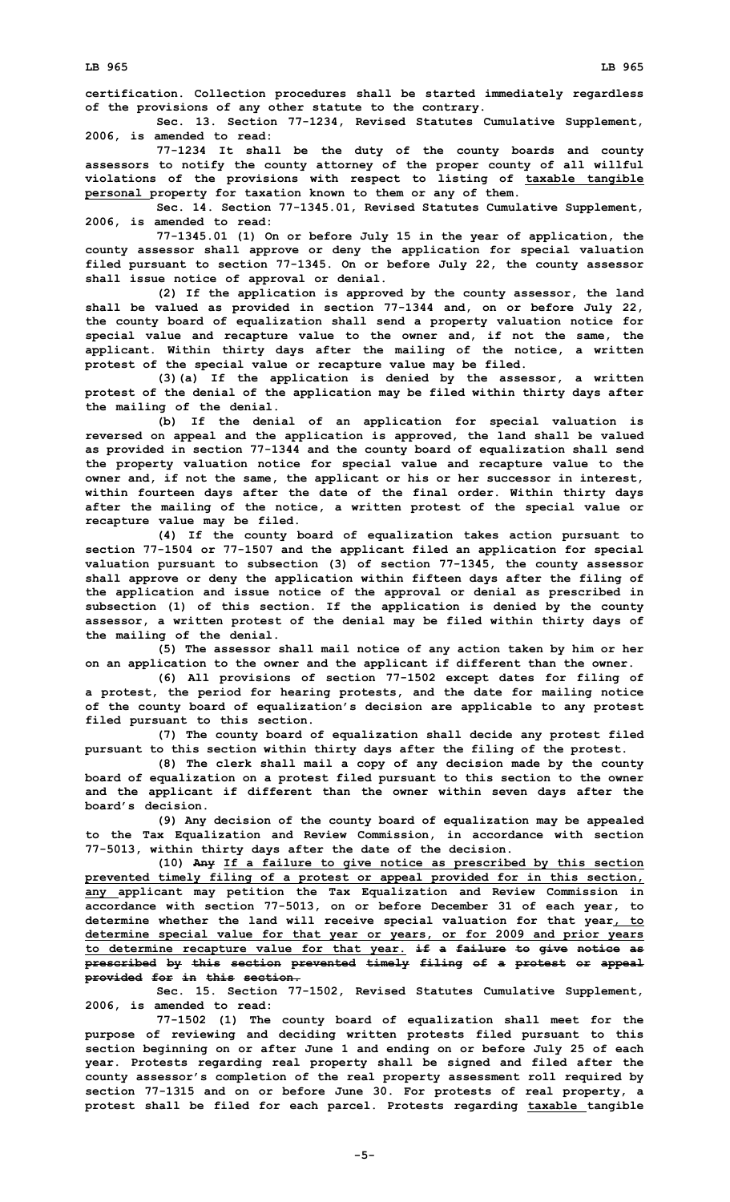certification. Collection procedures shall be started immediately regardless of the provisions of any other statute to the contrary.

Sec. 13. Section 77-1234, Revised Statutes Cumulative Supplement, 2006, is amended to read:

77-1234 It shall be the duty of the county boards and county assessors to notify the county attorney of the proper county of all willful violations of the provisions with respect to listing of taxable tangible personal property for taxation known to them or any of them.

Sec. 14. Section 77-1345.01, Revised Statutes Cumulative Supplement, 2006, is amended to read:

77-1345.01 (1) On or before July 15 in the year of application, the county assessor shall approve or deny the application for special valuation filed pursuant to section 77-1345. On or before July 22, the county assessor shall issue notice of approval or denial.

(2) If the application is approved by the county assessor, the land shall be valued as provided in section 77-1344 and, on or before July 22, the county board of equalization shall send a property valuation notice for special value and recapture value to the owner and, if not the same, the applicant. Within thirty days after the mailing of the notice, a written protest of the special value or recapture value may be filed.

(3)(a) If the application is denied by the assessor, a written protest of the denial of the application may be filed within thirty days after the mailing of the denial.

(b) If the denial of an application for special valuation is reversed on appeal and the application is approved, the land shall be valued as provided in section 77-1344 and the county board of equalization shall send the property valuation notice for special value and recapture value to the owner and, if not the same, the applicant or his or her successor in interest, within fourteen days after the date of the final order. Within thirty days after the mailing of the notice, a written protest of the special value or recapture value may be filed.

(4) If the county board of equalization takes action pursuant to section 77-1504 or 77-1507 and the applicant filed an application for special valuation pursuant to subsection (3) of section 77-1345, the county assessor shall approve or deny the application within fifteen days after the filing of the application and issue notice of the approval or denial as prescribed in subsection (1) of this section. If the application is denied by the county assessor, a written protest of the denial may be filed within thirty days of the mailing of the denial.

(5) The assessor shall mail notice of any action taken by him or her on an application to the owner and the applicant if different than the owner.

(6) All provisions of section 77-1502 except dates for filing of a protest, the period for hearing protests, and the date for mailing notice of the county board of equalization's decision are applicable to any protest filed pursuant to this section.

(7) The county board of equalization shall decide any protest filed pursuant to this section within thirty days after the filing of the protest.

(8) The clerk shall mail a copy of any decision made by the county board of equalization on a protest filed pursuant to this section to the owner and the applicant if different than the owner within seven days after the board's decision.

(9) Any decision of the county board of equalization may be appealed to the Tax Equalization and Review Commission, in accordance with section 77-5013, within thirty days after the date of the decision.

(10) ~~Any~~ If a failure to give notice as prescribed by this section prevented timely filing of a protest or appeal provided for in this section, any applicant may petition the Tax Equalization and Review Commission in accordance with section 77-5013, on or before December 31 of each year, to determine whether the land will receive special valuation for that year, to determine special value for that year or years, or for 2009 and prior years to determine recapture value for that year. ~~if a failure to give notice as prescribed by this section prevented timely filing of a protest or appeal provided for in this section.~~

Sec. 15. Section 77-1502, Revised Statutes Cumulative Supplement, 2006, is amended to read:

77-1502 (1) The county board of equalization shall meet for the purpose of reviewing and deciding written protests filed pursuant to this section beginning on or after June 1 and ending on or before July 25 of each year. Protests regarding real property shall be signed and filed after the county assessor's completion of the real property assessment roll required by section 77-1315 and on or before June 30. For protests of real property, a protest shall be filed for each parcel. Protests regarding taxable tangible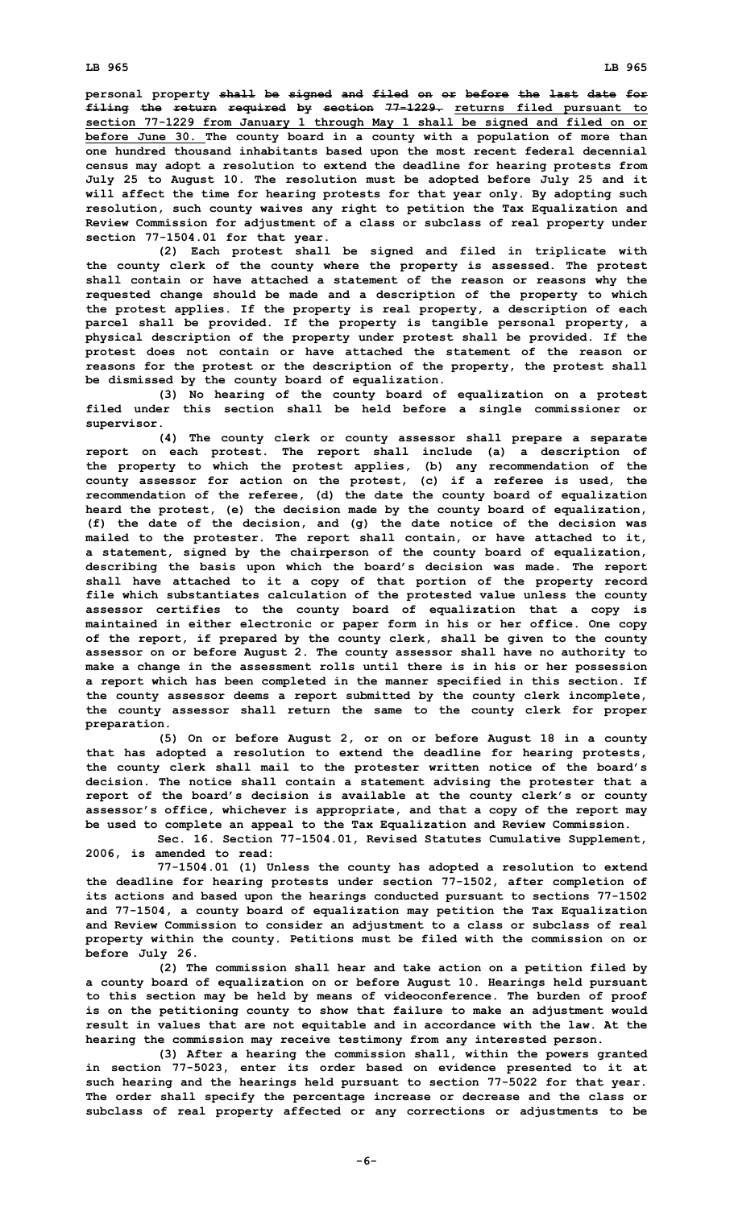personal property ~~shall be signed and filed on or before the last date for filing the return required by section 77-1229.~~ <u>returns filed pursuant to section 77-1229 from January 1 through May 1 shall be signed and filed on or before June 30.</u> The county board in a county with a population of more than one hundred thousand inhabitants based upon the most recent federal decennial census may adopt a resolution to extend the deadline for hearing protests from July 25 to August 10. The resolution must be adopted before July 25 and it will affect the time for hearing protests for that year only. By adopting such resolution, such county waives any right to petition the Tax Equalization and Review Commission for adjustment of a class or subclass of real property under section 77-1504.01 for that year.

(2) Each protest shall be signed and filed in triplicate with the county clerk of the county where the property is assessed. The protest shall contain or have attached a statement of the reason or reasons why the requested change should be made and a description of the property to which the protest applies. If the property is real property, a description of each parcel shall be provided. If the property is tangible personal property, a physical description of the property under protest shall be provided. If the protest does not contain or have attached the statement of the reason or reasons for the protest or the description of the property, the protest shall be dismissed by the county board of equalization.

(3) No hearing of the county board of equalization on a protest filed under this section shall be held before a single commissioner or supervisor.

(4) The county clerk or county assessor shall prepare a separate report on each protest. The report shall include (a) a description of the property to which the protest applies, (b) any recommendation of the county assessor for action on the protest, (c) if a referee is used, the recommendation of the referee, (d) the date the county board of equalization heard the protest, (e) the decision made by the county board of equalization, (f) the date of the decision, and (g) the date notice of the decision was mailed to the protester. The report shall contain, or have attached to it, a statement, signed by the chairperson of the county board of equalization, describing the basis upon which the board's decision was made. The report shall have attached to it a copy of that portion of the property record file which substantiates calculation of the protested value unless the county assessor certifies to the county board of equalization that a copy is maintained in either electronic or paper form in his or her office. One copy of the report, if prepared by the county clerk, shall be given to the county assessor on or before August 2. The county assessor shall have no authority to make a change in the assessment rolls until there is in his or her possession a report which has been completed in the manner specified in this section. If the county assessor deems a report submitted by the county clerk incomplete, the county assessor shall return the same to the county clerk for proper preparation.

(5) On or before August 2, or on or before August 18 in a county that has adopted a resolution to extend the deadline for hearing protests, the county clerk shall mail to the protester written notice of the board's decision. The notice shall contain a statement advising the protester that a report of the board's decision is available at the county clerk's or county assessor's office, whichever is appropriate, and that a copy of the report may be used to complete an appeal to the Tax Equalization and Review Commission.

Sec. 16. Section 77-1504.01, Revised Statutes Cumulative Supplement, 2006, is amended to read:

77-1504.01 (1) Unless the county has adopted a resolution to extend the deadline for hearing protests under section 77-1502, after completion of its actions and based upon the hearings conducted pursuant to sections 77-1502 and 77-1504, a county board of equalization may petition the Tax Equalization and Review Commission to consider an adjustment to a class or subclass of real property within the county. Petitions must be filed with the commission on or before July 26.

(2) The commission shall hear and take action on a petition filed by a county board of equalization on or before August 10. Hearings held pursuant to this section may be held by means of videoconference. The burden of proof is on the petitioning county to show that failure to make an adjustment would result in values that are not equitable and in accordance with the law. At the hearing the commission may receive testimony from any interested person.

(3) After a hearing the commission shall, within the powers granted in section 77-5023, enter its order based on evidence presented to it at such hearing and the hearings held pursuant to section 77-5022 for that year. The order shall specify the percentage increase or decrease and the class or subclass of real property affected or any corrections or adjustments to be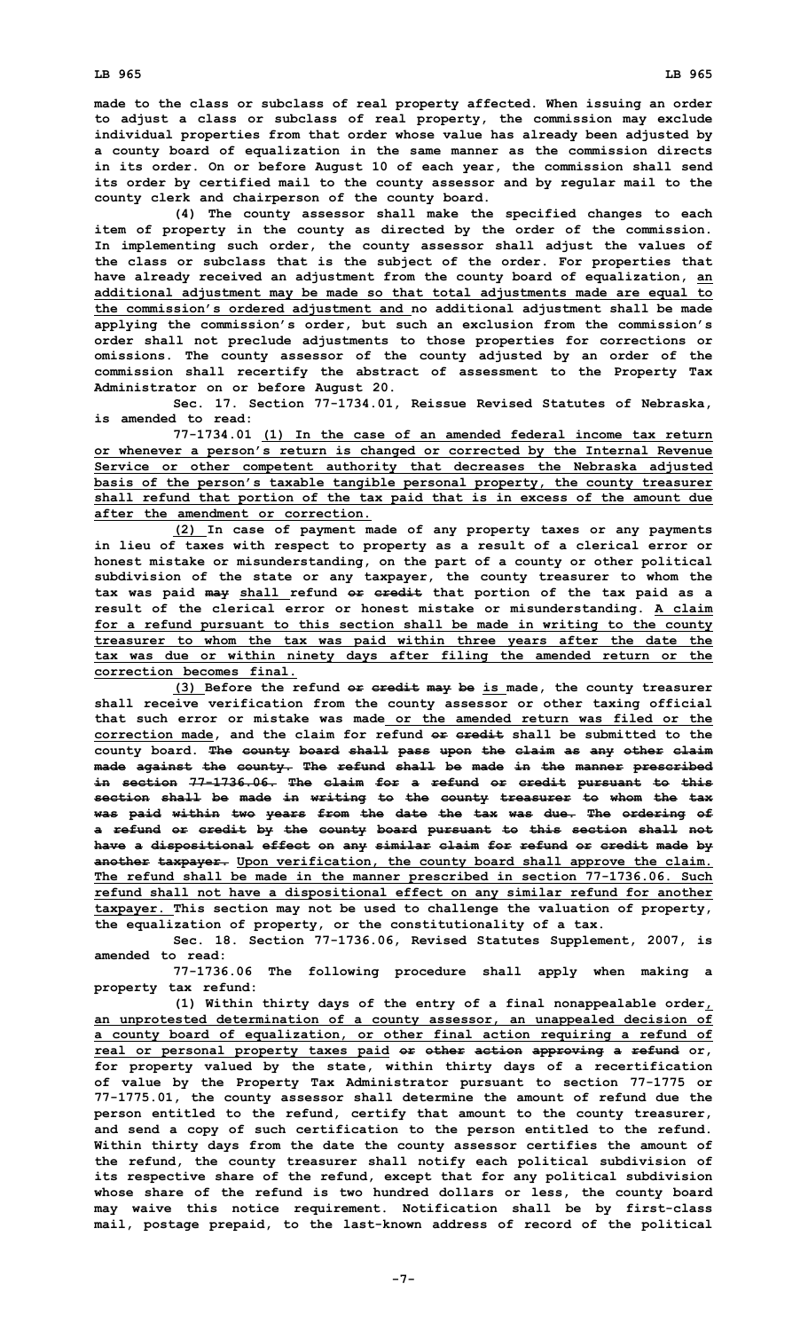made to the class or subclass of real property affected. When issuing an order to adjust a class or subclass of real property, the commission may exclude individual properties from that order whose value has already been adjusted by a county board of equalization in the same manner as the commission directs in its order. On or before August 10 of each year, the commission shall send its order by certified mail to the county assessor and by regular mail to the county clerk and chairperson of the county board.

(4) The county assessor shall make the specified changes to each item of property in the county as directed by the order of the commission. In implementing such order, the county assessor shall adjust the values of the class or subclass that is the subject of the order. For properties that have already received an adjustment from the county board of equalization, an additional adjustment may be made so that total adjustments made are equal to the commission's ordered adjustment and no additional adjustment shall be made applying the commission's order, but such an exclusion from the commission's order shall not preclude adjustments to those properties for corrections or omissions. The county assessor of the county adjusted by an order of the commission shall recertify the abstract of assessment to the Property Tax Administrator on or before August 20.

Sec. 17. Section 77-1734.01, Reissue Revised Statutes of Nebraska, is amended to read:

77-1734.01 (1) In the case of an amended federal income tax return or whenever a person's return is changed or corrected by the Internal Revenue Service or other competent authority that decreases the Nebraska adjusted basis of the person's taxable tangible personal property, the county treasurer shall refund that portion of the tax paid that is in excess of the amount due after the amendment or correction.

(2) In case of payment made of any property taxes or any payments in lieu of taxes with respect to property as a result of a clerical error or honest mistake or misunderstanding, on the part of a county or other political subdivision of the state or any taxpayer, the county treasurer to whom the tax was paid ~~may~~ shall refund ~~or credit~~ that portion of the tax paid as a result of the clerical error or honest mistake or misunderstanding. A claim for a refund pursuant to this section shall be made in writing to the county treasurer to whom the tax was paid within three years after the date the tax was due or within ninety days after filing the amended return or the correction becomes final.

(3) Before the refund ~~or credit may be~~ is made, the county treasurer shall receive verification from the county assessor or other taxing official that such error or mistake was made or the amended return was filed or the correction made, and the claim for refund ~~or credit~~ shall be submitted to the county board. ~~The county board shall pass upon the claim as any other claim made against the county. The refund shall be made in the manner prescribed in section 77-1736.06. The claim for a refund or credit pursuant to this section shall be made in writing to the county treasurer to whom the tax was paid within two years from the date the tax was due. The ordering of a refund or credit by the county board pursuant to this section shall not have a dispositional effect on any similar claim for refund or credit made by another taxpayer.~~ Upon verification, the county board shall approve the claim. The refund shall be made in the manner prescribed in section 77-1736.06. Such refund shall not have a dispositional effect on any similar refund for another taxpayer. This section may not be used to challenge the valuation of property, the equalization of property, or the constitutionality of a tax.

Sec. 18. Section 77-1736.06, Revised Statutes Supplement, 2007, is amended to read:

77-1736.06 The following procedure shall apply when making a property tax refund:

(1) Within thirty days of the entry of a final nonappealable order, an unprotested determination of a county assessor, an unappealed decision of a county board of equalization, or other final action requiring a refund of real or personal property taxes paid ~~or other action approving a refund~~ or, for property valued by the state, within thirty days of a recertification of value by the Property Tax Administrator pursuant to section 77-1775 or 77-1775.01, the county assessor shall determine the amount of refund due the person entitled to the refund, certify that amount to the county treasurer, and send a copy of such certification to the person entitled to the refund. Within thirty days from the date the county assessor certifies the amount of the refund, the county treasurer shall notify each political subdivision of its respective share of the refund, except that for any political subdivision whose share of the refund is two hundred dollars or less, the county board may waive this notice requirement. Notification shall be by first-class mail, postage prepaid, to the last-known address of record of the political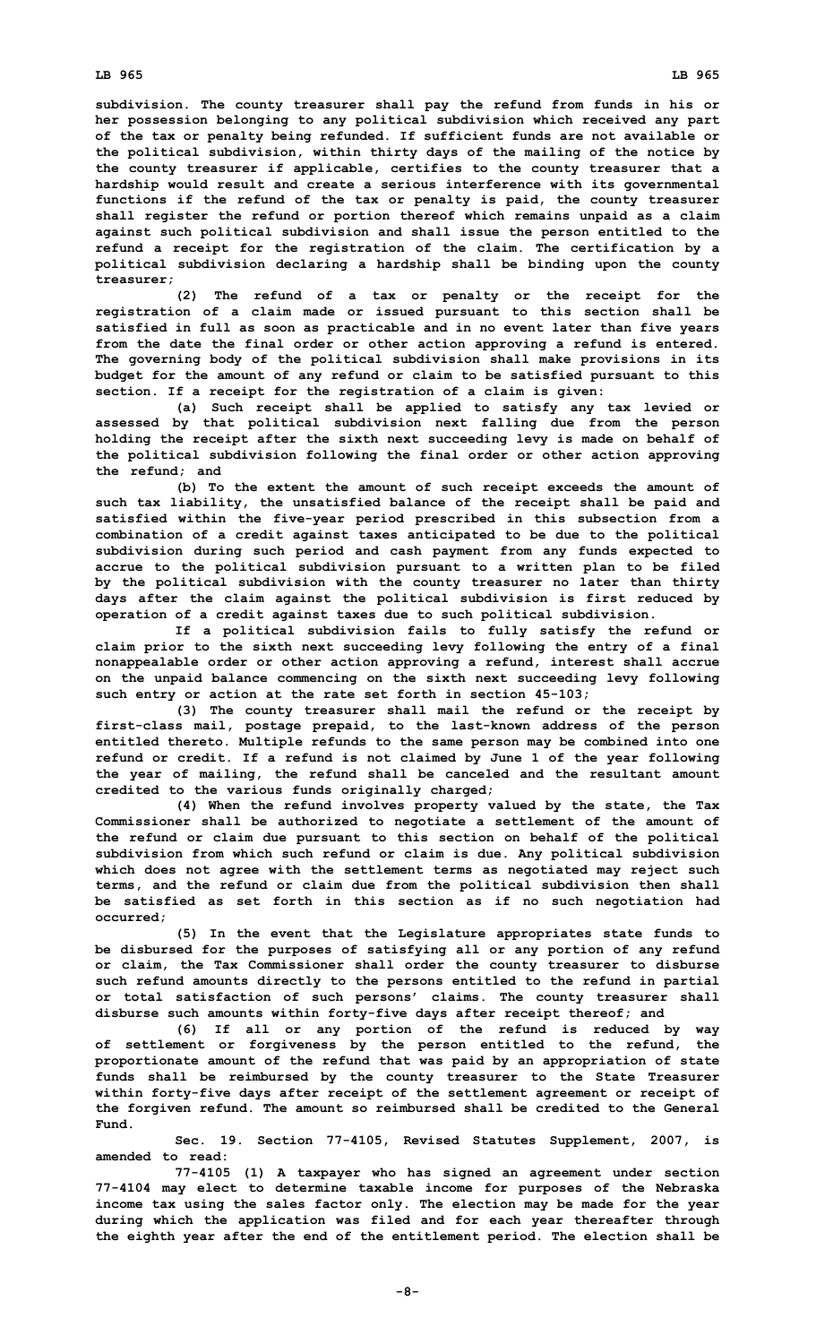subdivision. The county treasurer shall pay the refund from funds in his or her possession belonging to any political subdivision which received any part of the tax or penalty being refunded. If sufficient funds are not available or the political subdivision, within thirty days of the mailing of the notice by the county treasurer if applicable, certifies to the county treasurer that a hardship would result and create a serious interference with its governmental functions if the refund of the tax or penalty is paid, the county treasurer shall register the refund or portion thereof which remains unpaid as a claim against such political subdivision and shall issue the person entitled to the refund a receipt for the registration of the claim. The certification by a political subdivision declaring a hardship shall be binding upon the county treasurer;

(2) The refund of a tax or penalty or the receipt for the registration of a claim made or issued pursuant to this section shall be satisfied in full as soon as practicable and in no event later than five years from the date the final order or other action approving a refund is entered. The governing body of the political subdivision shall make provisions in its budget for the amount of any refund or claim to be satisfied pursuant to this section. If a receipt for the registration of a claim is given:

(a) Such receipt shall be applied to satisfy any tax levied or assessed by that political subdivision next falling due from the person holding the receipt after the sixth next succeeding levy is made on behalf of the political subdivision following the final order or other action approving the refund; and

(b) To the extent the amount of such receipt exceeds the amount of such tax liability, the unsatisfied balance of the receipt shall be paid and satisfied within the five-year period prescribed in this subsection from a combination of a credit against taxes anticipated to be due to the political subdivision during such period and cash payment from any funds expected to accrue to the political subdivision pursuant to a written plan to be filed by the political subdivision with the county treasurer no later than thirty days after the claim against the political subdivision is first reduced by operation of a credit against taxes due to such political subdivision.

If a political subdivision fails to fully satisfy the refund or claim prior to the sixth next succeeding levy following the entry of a final nonappealable order or other action approving a refund, interest shall accrue on the unpaid balance commencing on the sixth next succeeding levy following such entry or action at the rate set forth in section 45-103;

(3) The county treasurer shall mail the refund or the receipt by first-class mail, postage prepaid, to the last-known address of the person entitled thereto. Multiple refunds to the same person may be combined into one refund or credit. If a refund is not claimed by June 1 of the year following the year of mailing, the refund shall be canceled and the resultant amount credited to the various funds originally charged;

(4) When the refund involves property valued by the state, the Tax Commissioner shall be authorized to negotiate a settlement of the amount of the refund or claim due pursuant to this section on behalf of the political subdivision from which such refund or claim is due. Any political subdivision which does not agree with the settlement terms as negotiated may reject such terms, and the refund or claim due from the political subdivision then shall be satisfied as set forth in this section as if no such negotiation had occurred;

(5) In the event that the Legislature appropriates state funds to be disbursed for the purposes of satisfying all or any portion of any refund or claim, the Tax Commissioner shall order the county treasurer to disburse such refund amounts directly to the persons entitled to the refund in partial or total satisfaction of such persons' claims. The county treasurer shall disburse such amounts within forty-five days after receipt thereof; and

(6) If all or any portion of the refund is reduced by way of settlement or forgiveness by the person entitled to the refund, the proportionate amount of the refund that was paid by an appropriation of state funds shall be reimbursed by the county treasurer to the State Treasurer within forty-five days after receipt of the settlement agreement or receipt of the forgiven refund. The amount so reimbursed shall be credited to the General Fund.

Sec. 19. Section 77-4105, Revised Statutes Supplement, 2007, is amended to read:

77-4105 (1) A taxpayer who has signed an agreement under section 77-4104 may elect to determine taxable income for purposes of the Nebraska income tax using the sales factor only. The election may be made for the year during which the application was filed and for each year thereafter through the eighth year after the end of the entitlement period. The election shall be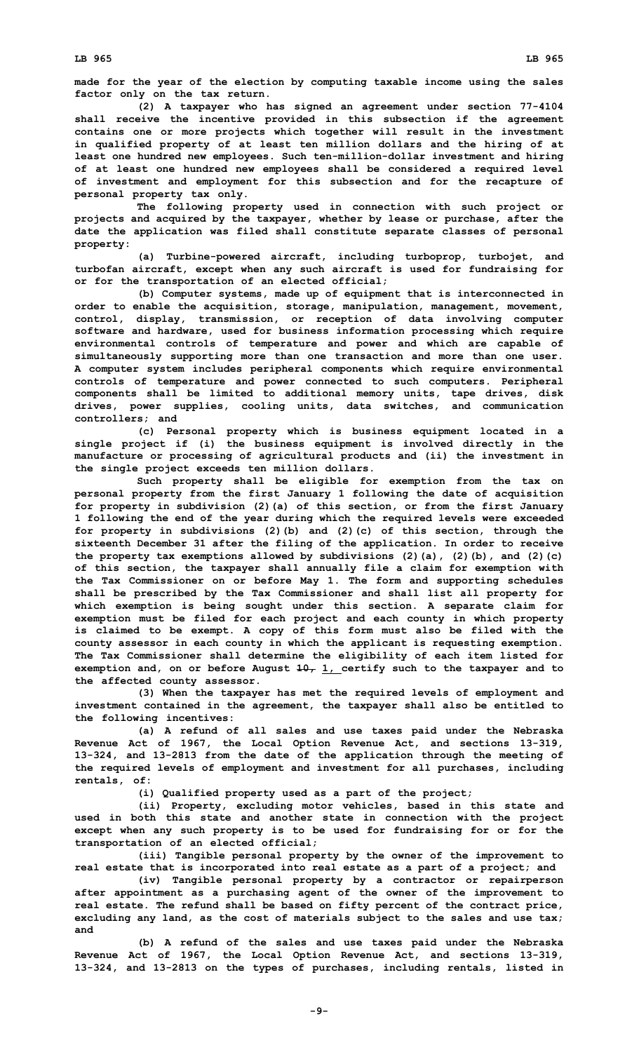made for the year of the election by computing taxable income using the sales factor only on the tax return.

(2) A taxpayer who has signed an agreement under section 77-4104 shall receive the incentive provided in this subsection if the agreement contains one or more projects which together will result in the investment in qualified property of at least ten million dollars and the hiring of at least one hundred new employees. Such ten-million-dollar investment and hiring of at least one hundred new employees shall be considered a required level of investment and employment for this subsection and for the recapture of personal property tax only.

The following property used in connection with such project or projects and acquired by the taxpayer, whether by lease or purchase, after the date the application was filed shall constitute separate classes of personal property:

(a) Turbine-powered aircraft, including turboprop, turbojet, and turbofan aircraft, except when any such aircraft is used for fundraising for or for the transportation of an elected official;

(b) Computer systems, made up of equipment that is interconnected in order to enable the acquisition, storage, manipulation, management, movement, control, display, transmission, or reception of data involving computer software and hardware, used for business information processing which require environmental controls of temperature and power and which are capable of simultaneously supporting more than one transaction and more than one user. A computer system includes peripheral components which require environmental controls of temperature and power connected to such computers. Peripheral components shall be limited to additional memory units, tape drives, disk drives, power supplies, cooling units, data switches, and communication controllers; and

(c) Personal property which is business equipment located in a single project if (i) the business equipment is involved directly in the manufacture or processing of agricultural products and (ii) the investment in the single project exceeds ten million dollars.

Such property shall be eligible for exemption from the tax on personal property from the first January 1 following the date of acquisition for property in subdivision (2)(a) of this section, or from the first January 1 following the end of the year during which the required levels were exceeded for property in subdivisions (2)(b) and (2)(c) of this section, through the sixteenth December 31 after the filing of the application. In order to receive the property tax exemptions allowed by subdivisions (2)(a), (2)(b), and (2)(c) of this section, the taxpayer shall annually file a claim for exemption with the Tax Commissioner on or before May 1. The form and supporting schedules shall be prescribed by the Tax Commissioner and shall list all property for which exemption is being sought under this section. A separate claim for exemption must be filed for each project and each county in which property is claimed to be exempt. A copy of this form must also be filed with the county assessor in each county in which the applicant is requesting exemption. The Tax Commissioner shall determine the eligibility of each item listed for exemption and, on or before August ~~10,~~ 1, certify such to the taxpayer and to the affected county assessor.

(3) When the taxpayer has met the required levels of employment and investment contained in the agreement, the taxpayer shall also be entitled to the following incentives:

(a) A refund of all sales and use taxes paid under the Nebraska Revenue Act of 1967, the Local Option Revenue Act, and sections 13-319, 13-324, and 13-2813 from the date of the application through the meeting of the required levels of employment and investment for all purchases, including rentals, of:

(i) Qualified property used as a part of the project;

(ii) Property, excluding motor vehicles, based in this state and used in both this state and another state in connection with the project except when any such property is to be used for fundraising for or for the transportation of an elected official;

(iii) Tangible personal property by the owner of the improvement to real estate that is incorporated into real estate as a part of a project; and

(iv) Tangible personal property by a contractor or repairperson after appointment as a purchasing agent of the owner of the improvement to real estate. The refund shall be based on fifty percent of the contract price, excluding any land, as the cost of materials subject to the sales and use tax; and

(b) A refund of the sales and use taxes paid under the Nebraska Revenue Act of 1967, the Local Option Revenue Act, and sections 13-319, 13-324, and 13-2813 on the types of purchases, including rentals, listed in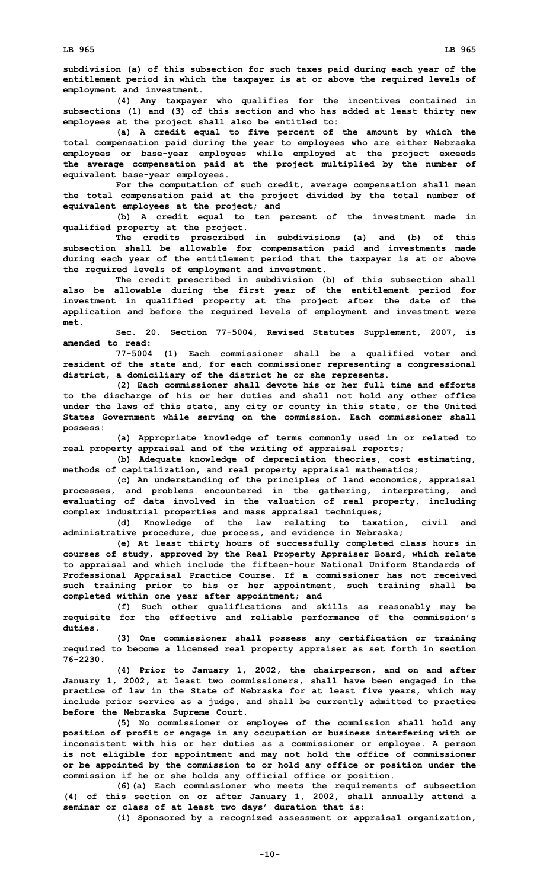subdivision (a) of this subsection for such taxes paid during each year of the entitlement period in which the taxpayer is at or above the required levels of employment and investment.

(4) Any taxpayer who qualifies for the incentives contained in subsections (1) and (3) of this section and who has added at least thirty new employees at the project shall also be entitled to:

(a) A credit equal to five percent of the amount by which the total compensation paid during the year to employees who are either Nebraska employees or base-year employees while employed at the project exceeds the average compensation paid at the project multiplied by the number of equivalent base-year employees.

For the computation of such credit, average compensation shall mean the total compensation paid at the project divided by the total number of equivalent employees at the project; and

(b) A credit equal to ten percent of the investment made in qualified property at the project.

The credits prescribed in subdivisions (a) and (b) of this subsection shall be allowable for compensation paid and investments made during each year of the entitlement period that the taxpayer is at or above the required levels of employment and investment.

The credit prescribed in subdivision (b) of this subsection shall also be allowable during the first year of the entitlement period for investment in qualified property at the project after the date of the application and before the required levels of employment and investment were met.

Sec. 20. Section 77-5004, Revised Statutes Supplement, 2007, is amended to read:

77-5004 (1) Each commissioner shall be a qualified voter and resident of the state and, for each commissioner representing a congressional district, a domiciliary of the district he or she represents.

(2) Each commissioner shall devote his or her full time and efforts to the discharge of his or her duties and shall not hold any other office under the laws of this state, any city or county in this state, or the United States Government while serving on the commission. Each commissioner shall possess:

(a) Appropriate knowledge of terms commonly used in or related to real property appraisal and of the writing of appraisal reports;

(b) Adequate knowledge of depreciation theories, cost estimating, methods of capitalization, and real property appraisal mathematics;

(c) An understanding of the principles of land economics, appraisal processes, and problems encountered in the gathering, interpreting, and evaluating of data involved in the valuation of real property, including complex industrial properties and mass appraisal techniques;

(d) Knowledge of the law relating to taxation, civil and administrative procedure, due process, and evidence in Nebraska;

(e) At least thirty hours of successfully completed class hours in courses of study, approved by the Real Property Appraiser Board, which relate to appraisal and which include the fifteen-hour National Uniform Standards of Professional Appraisal Practice Course. If a commissioner has not received such training prior to his or her appointment, such training shall be completed within one year after appointment; and

(f) Such other qualifications and skills as reasonably may be requisite for the effective and reliable performance of the commission's duties.

(3) One commissioner shall possess any certification or training required to become a licensed real property appraiser as set forth in section 76-2230.

(4) Prior to January 1, 2002, the chairperson, and on and after January 1, 2002, at least two commissioners, shall have been engaged in the practice of law in the State of Nebraska for at least five years, which may include prior service as a judge, and shall be currently admitted to practice before the Nebraska Supreme Court.

(5) No commissioner or employee of the commission shall hold any position of profit or engage in any occupation or business interfering with or inconsistent with his or her duties as a commissioner or employee. A person is not eligible for appointment and may not hold the office of commissioner or be appointed by the commission to or hold any office or position under the commission if he or she holds any official office or position.

(6)(a) Each commissioner who meets the requirements of subsection (4) of this section on or after January 1, 2002, shall annually attend a seminar or class of at least two days' duration that is:

(i) Sponsored by a recognized assessment or appraisal organization,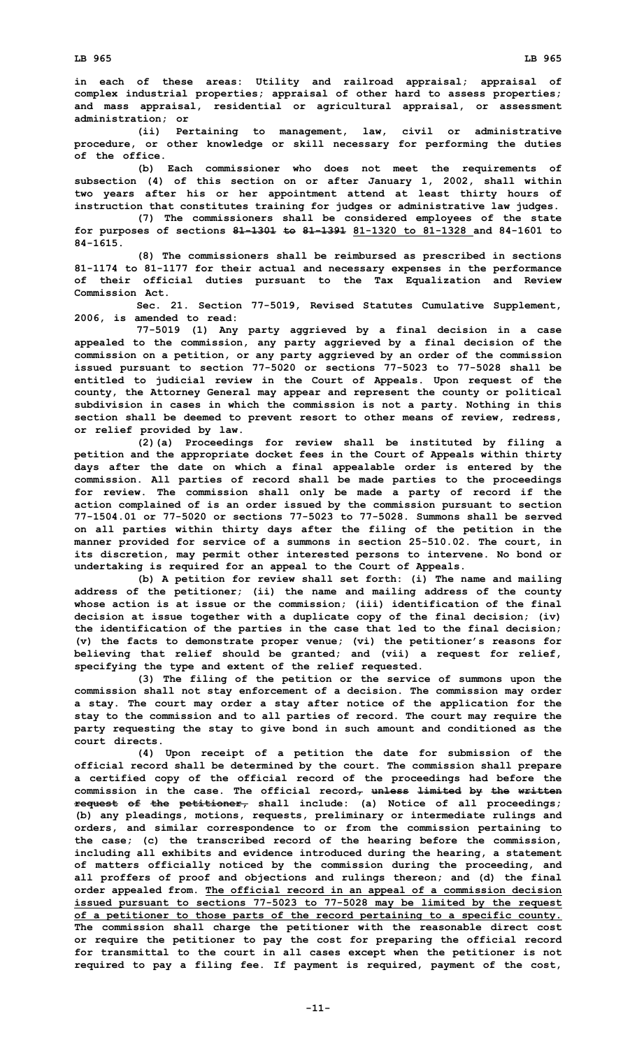in each of these areas: Utility and railroad appraisal; appraisal of complex industrial properties; appraisal of other hard to assess properties; and mass appraisal, residential or agricultural appraisal, or assessment administration; or

(ii) Pertaining to management, law, civil or administrative procedure, or other knowledge or skill necessary for performing the duties of the office.

(b) Each commissioner who does not meet the requirements of subsection (4) of this section on or after January 1, 2002, shall within two years after his or her appointment attend at least thirty hours of instruction that constitutes training for judges or administrative law judges.

(7) The commissioners shall be considered employees of the state for purposes of sections ~~81-1301 to 81-1391~~ 81-1320 to 81-1328 and 84-1601 to 84-1615.

(8) The commissioners shall be reimbursed as prescribed in sections 81-1174 to 81-1177 for their actual and necessary expenses in the performance of their official duties pursuant to the Tax Equalization and Review Commission Act.

Sec. 21. Section 77-5019, Revised Statutes Cumulative Supplement, 2006, is amended to read:

77-5019 (1) Any party aggrieved by a final decision in a case appealed to the commission, any party aggrieved by a final decision of the commission on a petition, or any party aggrieved by an order of the commission issued pursuant to section 77-5020 or sections 77-5023 to 77-5028 shall be entitled to judicial review in the Court of Appeals. Upon request of the county, the Attorney General may appear and represent the county or political subdivision in cases in which the commission is not a party. Nothing in this section shall be deemed to prevent resort to other means of review, redress, or relief provided by law.

(2)(a) Proceedings for review shall be instituted by filing a petition and the appropriate docket fees in the Court of Appeals within thirty days after the date on which a final appealable order is entered by the commission. All parties of record shall be made parties to the proceedings for review. The commission shall only be made a party of record if the action complained of is an order issued by the commission pursuant to section 77-1504.01 or 77-5020 or sections 77-5023 to 77-5028. Summons shall be served on all parties within thirty days after the filing of the petition in the manner provided for service of a summons in section 25-510.02. The court, in its discretion, may permit other interested persons to intervene. No bond or undertaking is required for an appeal to the Court of Appeals.

(b) A petition for review shall set forth: (i) The name and mailing address of the petitioner; (ii) the name and mailing address of the county whose action is at issue or the commission; (iii) identification of the final decision at issue together with a duplicate copy of the final decision; (iv) the identification of the parties in the case that led to the final decision; (v) the facts to demonstrate proper venue; (vi) the petitioner's reasons for believing that relief should be granted; and (vii) a request for relief, specifying the type and extent of the relief requested.

(3) The filing of the petition or the service of summons upon the commission shall not stay enforcement of a decision. The commission may order a stay. The court may order a stay after notice of the application for the stay to the commission and to all parties of record. The court may require the party requesting the stay to give bond in such amount and conditioned as the court directs.

(4) Upon receipt of a petition the date for submission of the official record shall be determined by the court. The commission shall prepare a certified copy of the official record of the proceedings had before the commission in the case. The official record~~, unless limited by the written request of the petitioner,~~ shall include: (a) Notice of all proceedings; (b) any pleadings, motions, requests, preliminary or intermediate rulings and orders, and similar correspondence to or from the commission pertaining to the case; (c) the transcribed record of the hearing before the commission, including all exhibits and evidence introduced during the hearing, a statement of matters officially noticed by the commission during the proceeding, and all proffers of proof and objections and rulings thereon; and (d) the final order appealed from. The official record in an appeal of a commission decision issued pursuant to sections 77-5023 to 77-5028 may be limited by the request of a petitioner to those parts of the record pertaining to a specific county. The commission shall charge the petitioner with the reasonable direct cost or require the petitioner to pay the cost for preparing the official record for transmittal to the court in all cases except when the petitioner is not required to pay a filing fee. If payment is required, payment of the cost,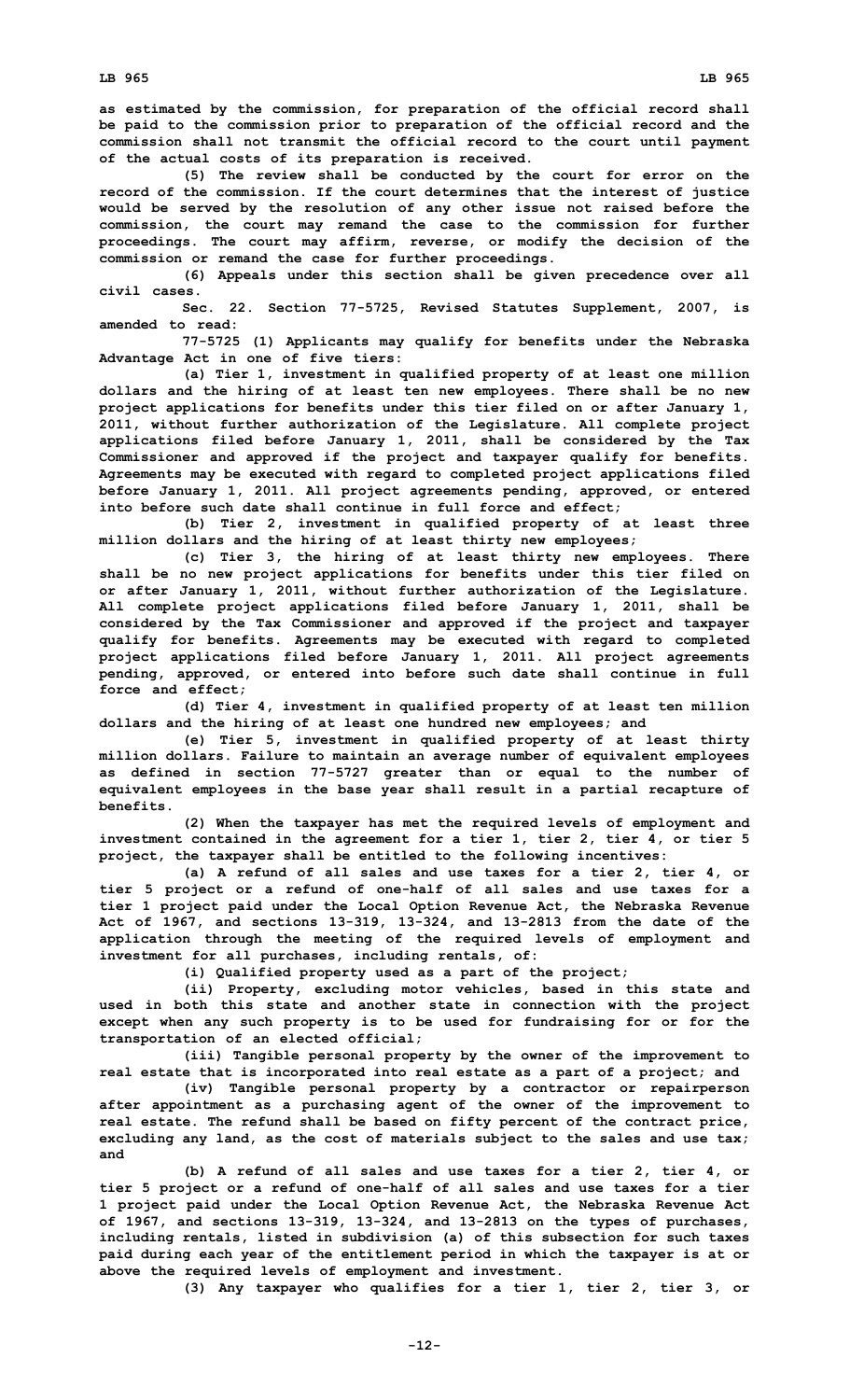as estimated by the commission, for preparation of the official record shall be paid to the commission prior to preparation of the official record and the commission shall not transmit the official record to the court until payment of the actual costs of its preparation is received.

(5) The review shall be conducted by the court for error on the record of the commission. If the court determines that the interest of justice would be served by the resolution of any other issue not raised before the commission, the court may remand the case to the commission for further proceedings. The court may affirm, reverse, or modify the decision of the commission or remand the case for further proceedings.

(6) Appeals under this section shall be given precedence over all civil cases.

Sec. 22. Section 77-5725, Revised Statutes Supplement, 2007, is amended to read:

77-5725 (1) Applicants may qualify for benefits under the Nebraska Advantage Act in one of five tiers:

(a) Tier 1, investment in qualified property of at least one million dollars and the hiring of at least ten new employees. There shall be no new project applications for benefits under this tier filed on or after January 1, 2011, without further authorization of the Legislature. All complete project applications filed before January 1, 2011, shall be considered by the Tax Commissioner and approved if the project and taxpayer qualify for benefits. Agreements may be executed with regard to completed project applications filed before January 1, 2011. All project agreements pending, approved, or entered into before such date shall continue in full force and effect;

(b) Tier 2, investment in qualified property of at least three million dollars and the hiring of at least thirty new employees;

(c) Tier 3, the hiring of at least thirty new employees. There shall be no new project applications for benefits under this tier filed on or after January 1, 2011, without further authorization of the Legislature. All complete project applications filed before January 1, 2011, shall be considered by the Tax Commissioner and approved if the project and taxpayer qualify for benefits. Agreements may be executed with regard to completed project applications filed before January 1, 2011. All project agreements pending, approved, or entered into before such date shall continue in full force and effect;

(d) Tier 4, investment in qualified property of at least ten million dollars and the hiring of at least one hundred new employees; and

(e) Tier 5, investment in qualified property of at least thirty million dollars. Failure to maintain an average number of equivalent employees as defined in section 77-5727 greater than or equal to the number of equivalent employees in the base year shall result in a partial recapture of benefits.

(2) When the taxpayer has met the required levels of employment and investment contained in the agreement for a tier 1, tier 2, tier 4, or tier 5 project, the taxpayer shall be entitled to the following incentives:

(a) A refund of all sales and use taxes for a tier 2, tier 4, or tier 5 project or a refund of one-half of all sales and use taxes for a tier 1 project paid under the Local Option Revenue Act, the Nebraska Revenue Act of 1967, and sections 13-319, 13-324, and 13-2813 from the date of the application through the meeting of the required levels of employment and investment for all purchases, including rentals, of:

(i) Qualified property used as a part of the project;

(ii) Property, excluding motor vehicles, based in this state and used in both this state and another state in connection with the project except when any such property is to be used for fundraising for or for the transportation of an elected official;

(iii) Tangible personal property by the owner of the improvement to real estate that is incorporated into real estate as a part of a project; and

(iv) Tangible personal property by a contractor or repairperson after appointment as a purchasing agent of the owner of the improvement to real estate. The refund shall be based on fifty percent of the contract price, excluding any land, as the cost of materials subject to the sales and use tax; and

(b) A refund of all sales and use taxes for a tier 2, tier 4, or tier 5 project or a refund of one-half of all sales and use taxes for a tier 1 project paid under the Local Option Revenue Act, the Nebraska Revenue Act of 1967, and sections 13-319, 13-324, and 13-2813 on the types of purchases, including rentals, listed in subdivision (a) of this subsection for such taxes paid during each year of the entitlement period in which the taxpayer is at or above the required levels of employment and investment.

(3) Any taxpayer who qualifies for a tier 1, tier 2, tier 3, or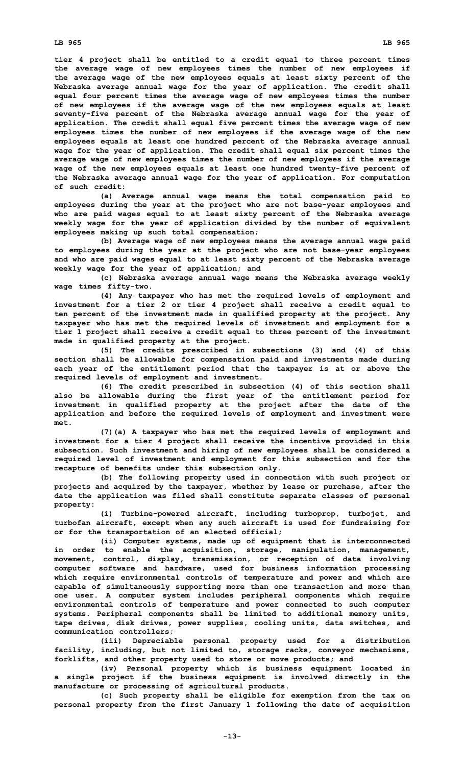tier 4 project shall be entitled to a credit equal to three percent times the average wage of new employees times the number of new employees if the average wage of the new employees equals at least sixty percent of the Nebraska average annual wage for the year of application. The credit shall equal four percent times the average wage of new employees times the number of new employees if the average wage of the new employees equals at least seventy-five percent of the Nebraska average annual wage for the year of application. The credit shall equal five percent times the average wage of new employees times the number of new employees if the average wage of the new employees equals at least one hundred percent of the Nebraska average annual wage for the year of application. The credit shall equal six percent times the average wage of new employees times the number of new employees if the average wage of the new employees equals at least one hundred twenty-five percent of the Nebraska average annual wage for the year of application. For computation of such credit:

(a) Average annual wage means the total compensation paid to employees during the year at the project who are not base-year employees and who are paid wages equal to at least sixty percent of the Nebraska average weekly wage for the year of application divided by the number of equivalent employees making up such total compensation;

(b) Average wage of new employees means the average annual wage paid to employees during the year at the project who are not base-year employees and who are paid wages equal to at least sixty percent of the Nebraska average weekly wage for the year of application; and

(c) Nebraska average annual wage means the Nebraska average weekly wage times fifty-two.

(4) Any taxpayer who has met the required levels of employment and investment for a tier 2 or tier 4 project shall receive a credit equal to ten percent of the investment made in qualified property at the project. Any taxpayer who has met the required levels of investment and employment for a tier 1 project shall receive a credit equal to three percent of the investment made in qualified property at the project.

(5) The credits prescribed in subsections (3) and (4) of this section shall be allowable for compensation paid and investments made during each year of the entitlement period that the taxpayer is at or above the required levels of employment and investment.

(6) The credit prescribed in subsection (4) of this section shall also be allowable during the first year of the entitlement period for investment in qualified property at the project after the date of the application and before the required levels of employment and investment were met.

(7)(a) A taxpayer who has met the required levels of employment and investment for a tier 4 project shall receive the incentive provided in this subsection. Such investment and hiring of new employees shall be considered a required level of investment and employment for this subsection and for the recapture of benefits under this subsection only.

(b) The following property used in connection with such project or projects and acquired by the taxpayer, whether by lease or purchase, after the date the application was filed shall constitute separate classes of personal property:

(i) Turbine-powered aircraft, including turboprop, turbojet, and turbofan aircraft, except when any such aircraft is used for fundraising for or for the transportation of an elected official;

(ii) Computer systems, made up of equipment that is interconnected in order to enable the acquisition, storage, manipulation, management, movement, control, display, transmission, or reception of data involving computer software and hardware, used for business information processing which require environmental controls of temperature and power and which are capable of simultaneously supporting more than one transaction and more than one user. A computer system includes peripheral components which require environmental controls of temperature and power connected to such computer systems. Peripheral components shall be limited to additional memory units, tape drives, disk drives, power supplies, cooling units, data switches, and communication controllers;

(iii) Depreciable personal property used for a distribution facility, including, but not limited to, storage racks, conveyor mechanisms, forklifts, and other property used to store or move products; and

(iv) Personal property which is business equipment located in a single project if the business equipment is involved directly in the manufacture or processing of agricultural products.

(c) Such property shall be eligible for exemption from the tax on personal property from the first January 1 following the date of acquisition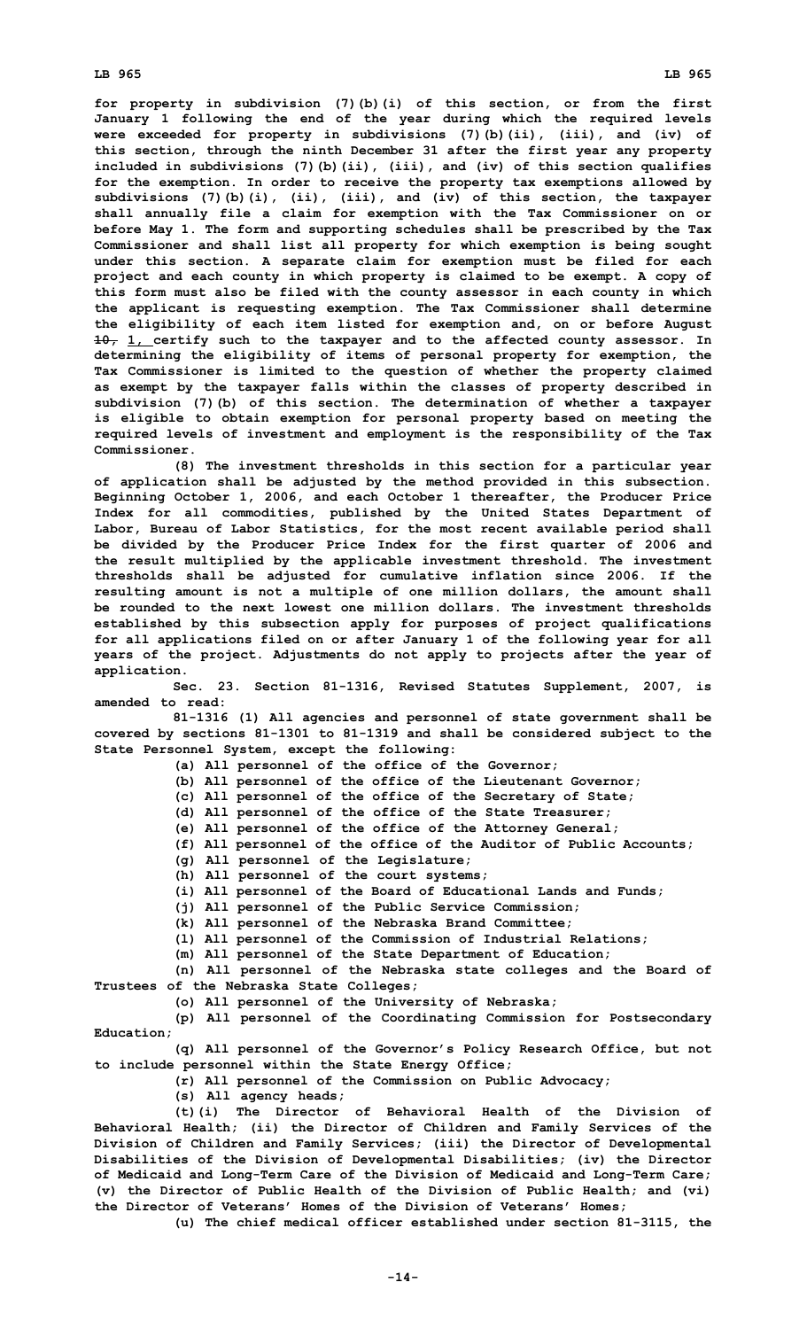for property in subdivision (7)(b)(i) of this section, or from the first January 1 following the end of the year during which the required levels were exceeded for property in subdivisions (7)(b)(ii), (iii), and (iv) of this section, through the ninth December 31 after the first year any property included in subdivisions (7)(b)(ii), (iii), and (iv) of this section qualifies for the exemption. In order to receive the property tax exemptions allowed by subdivisions (7)(b)(i), (ii), (iii), and (iv) of this section, the taxpayer shall annually file a claim for exemption with the Tax Commissioner on or before May 1. The form and supporting schedules shall be prescribed by the Tax Commissioner and shall list all property for which exemption is being sought under this section. A separate claim for exemption must be filed for each project and each county in which property is claimed to be exempt. A copy of this form must also be filed with the county assessor in each county in which the applicant is requesting exemption. The Tax Commissioner shall determine the eligibility of each item listed for exemption and, on or before August ~~10,~~ 1, certify such to the taxpayer and to the affected county assessor. In determining the eligibility of items of personal property for exemption, the Tax Commissioner is limited to the question of whether the property claimed as exempt by the taxpayer falls within the classes of property described in subdivision (7)(b) of this section. The determination of whether a taxpayer is eligible to obtain exemption for personal property based on meeting the required levels of investment and employment is the responsibility of the Tax Commissioner.

(8) The investment thresholds in this section for a particular year of application shall be adjusted by the method provided in this subsection. Beginning October 1, 2006, and each October 1 thereafter, the Producer Price Index for all commodities, published by the United States Department of Labor, Bureau of Labor Statistics, for the most recent available period shall be divided by the Producer Price Index for the first quarter of 2006 and the result multiplied by the applicable investment threshold. The investment thresholds shall be adjusted for cumulative inflation since 2006. If the resulting amount is not a multiple of one million dollars, the amount shall be rounded to the next lowest one million dollars. The investment thresholds established by this subsection apply for purposes of project qualifications for all applications filed on or after January 1 of the following year for all years of the project. Adjustments do not apply to projects after the year of application.

Sec. 23. Section 81-1316, Revised Statutes Supplement, 2007, is amended to read:

81-1316 (1) All agencies and personnel of state government shall be covered by sections 81-1301 to 81-1319 and shall be considered subject to the State Personnel System, except the following:

(a) All personnel of the office of the Governor;

(b) All personnel of the office of the Lieutenant Governor;

(c) All personnel of the office of the Secretary of State;

(d) All personnel of the office of the State Treasurer;

(e) All personnel of the office of the Attorney General;

(f) All personnel of the office of the Auditor of Public Accounts;

(g) All personnel of the Legislature;

(h) All personnel of the court systems;

(i) All personnel of the Board of Educational Lands and Funds;

(j) All personnel of the Public Service Commission;

(k) All personnel of the Nebraska Brand Committee;

(l) All personnel of the Commission of Industrial Relations;

(m) All personnel of the State Department of Education;

(n) All personnel of the Nebraska state colleges and the Board of Trustees of the Nebraska State Colleges;

(o) All personnel of the University of Nebraska;

(p) All personnel of the Coordinating Commission for Postsecondary Education;

(q) All personnel of the Governor's Policy Research Office, but not to include personnel within the State Energy Office;

(r) All personnel of the Commission on Public Advocacy;

(s) All agency heads;

(t)(i) The Director of Behavioral Health of the Division of Behavioral Health; (ii) the Director of Children and Family Services of the Division of Children and Family Services; (iii) the Director of Developmental Disabilities of the Division of Developmental Disabilities; (iv) the Director of Medicaid and Long-Term Care of the Division of Medicaid and Long-Term Care; (v) the Director of Public Health of the Division of Public Health; and (vi) the Director of Veterans' Homes of the Division of Veterans' Homes;

(u) The chief medical officer established under section 81-3115, the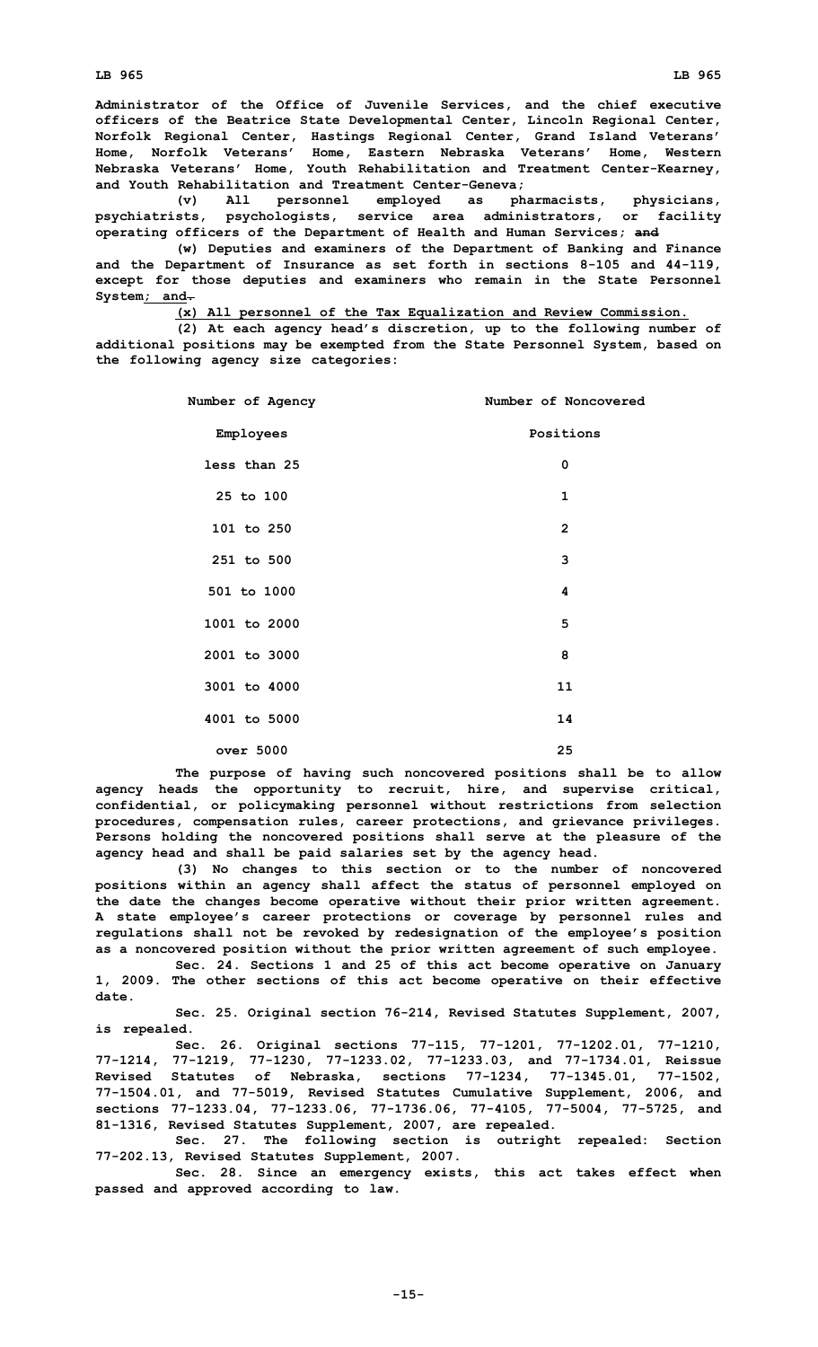Administrator of the Office of Juvenile Services, and the chief executive officers of the Beatrice State Developmental Center, Lincoln Regional Center, Norfolk Regional Center, Hastings Regional Center, Grand Island Veterans' Home, Norfolk Veterans' Home, Eastern Nebraska Veterans' Home, Western Nebraska Veterans' Home, Youth Rehabilitation and Treatment Center-Kearney, and Youth Rehabilitation and Treatment Center-Geneva;

(v) All personnel employed as pharmacists, physicians, psychiatrists, psychologists, service area administrators, or facility operating officers of the Department of Health and Human Services; ~~and~~

(w) Deputies and examiners of the Department of Banking and Finance and the Department of Insurance as set forth in sections 8-105 and 44-119, except for those deputies and examiners who remain in the State Personnel System; and~~.~~

(x) All personnel of the Tax Equalization and Review Commission.

(2) At each agency head's discretion, up to the following number of additional positions may be exempted from the State Personnel System, based on the following agency size categories:

| Number of Agency Employees | Number of Noncovered Positions |
|---|---|
| less than 25 | 0 |
| 25 to 100 | 1 |
| 101 to 250 | 2 |
| 251 to 500 | 3 |
| 501 to 1000 | 4 |
| 1001 to 2000 | 5 |
| 2001 to 3000 | 8 |
| 3001 to 4000 | 11 |
| 4001 to 5000 | 14 |
| over 5000 | 25 |

The purpose of having such noncovered positions shall be to allow agency heads the opportunity to recruit, hire, and supervise critical, confidential, or policymaking personnel without restrictions from selection procedures, compensation rules, career protections, and grievance privileges. Persons holding the noncovered positions shall serve at the pleasure of the agency head and shall be paid salaries set by the agency head.

(3) No changes to this section or to the number of noncovered positions within an agency shall affect the status of personnel employed on the date the changes become operative without their prior written agreement. A state employee's career protections or coverage by personnel rules and regulations shall not be revoked by redesignation of the employee's position as a noncovered position without the prior written agreement of such employee.

Sec. 24. Sections 1 and 25 of this act become operative on January 1, 2009. The other sections of this act become operative on their effective date.

Sec. 25. Original section 76-214, Revised Statutes Supplement, 2007, is repealed.

Sec. 26. Original sections 77-115, 77-1201, 77-1202.01, 77-1210, 77-1214, 77-1219, 77-1230, 77-1233.02, 77-1233.03, and 77-1734.01, Reissue Revised Statutes of Nebraska, sections 77-1234, 77-1345.01, 77-1502, 77-1504.01, and 77-5019, Revised Statutes Cumulative Supplement, 2006, and sections 77-1233.04, 77-1233.06, 77-1736.06, 77-4105, 77-5004, 77-5725, and 81-1316, Revised Statutes Supplement, 2007, are repealed.

Sec. 27. The following section is outright repealed: Section 77-202.13, Revised Statutes Supplement, 2007.

Sec. 28. Since an emergency exists, this act takes effect when passed and approved according to law.